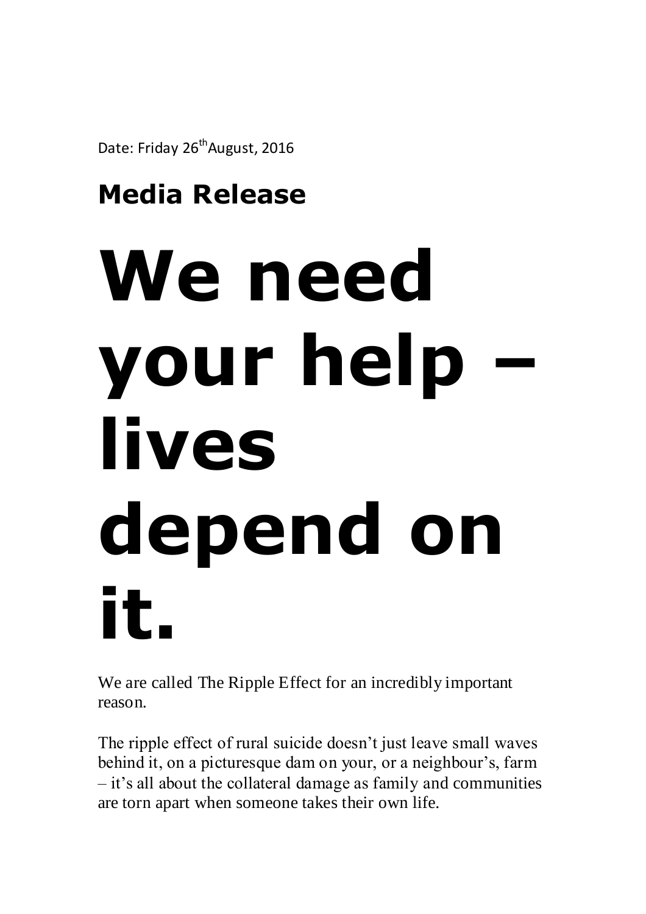Date: Friday 26th August, 2016

## Media Release

# We need your help – lives depend on it.

We are called The Ripple Effect for an incredibly important reason.

The ripple effect of rural suicide doesn't just leave small waves behind it, on a picturesque dam on your, or a neighbour's, farm – it's all about the collateral damage as family and communities are torn apart when someone takes their own life.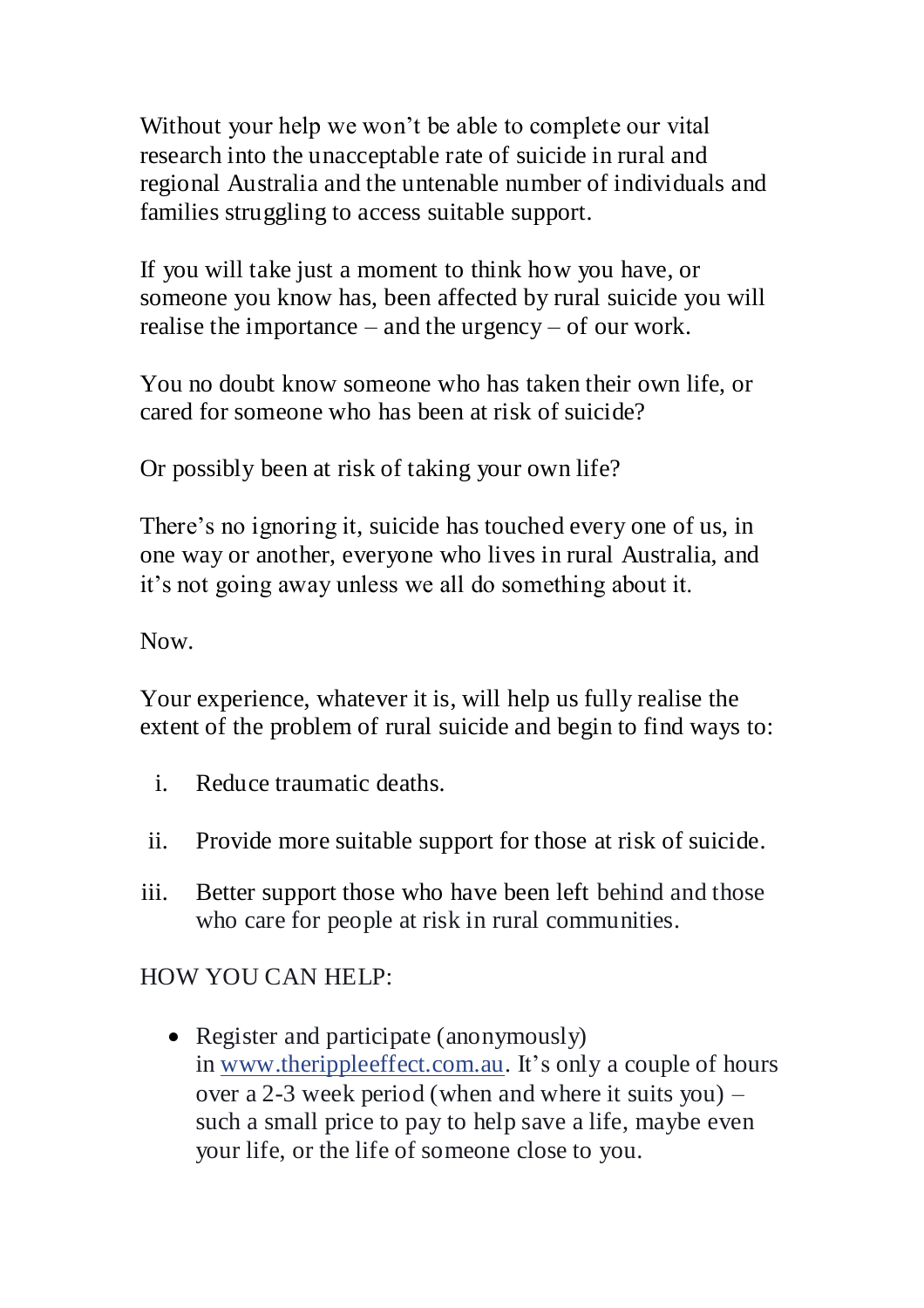Without your help we won't be able to complete our vital research into the unacceptable rate of suicide in rural and regional Australia and the untenable number of individuals and families struggling to access suitable support.

If you will take just a moment to think how you have, or someone you know has, been affected by rural suicide you will realise the importance – and the urgency – of our work.

You no doubt know someone who has taken their own life, or cared for someone who has been at risk of suicide?

Or possibly been at risk of taking your own life?

There's no ignoring it, suicide has touched every one of us, in one way or another, everyone who lives in rural Australia, and it's not going away unless we all do something about it.

Now.

Your experience, whatever it is, will help us fully realise the extent of the problem of rural suicide and begin to find ways to:

i. Reduce traumatic deaths.

ii. Provide more suitable support for those at risk of suicide.

iii. Better support those who have been left behind and those who care for people at risk in rural communities.

HOW YOU CAN HELP:

- Register and participate (anonymously) in [www.therippleeffect.com.au](http://www.therippleeffect.com.au). It's only a couple of hours over a 2-3 week period (when and where it suits you) – such a small price to pay to help save a life, maybe even your life, or the life of someone close to you.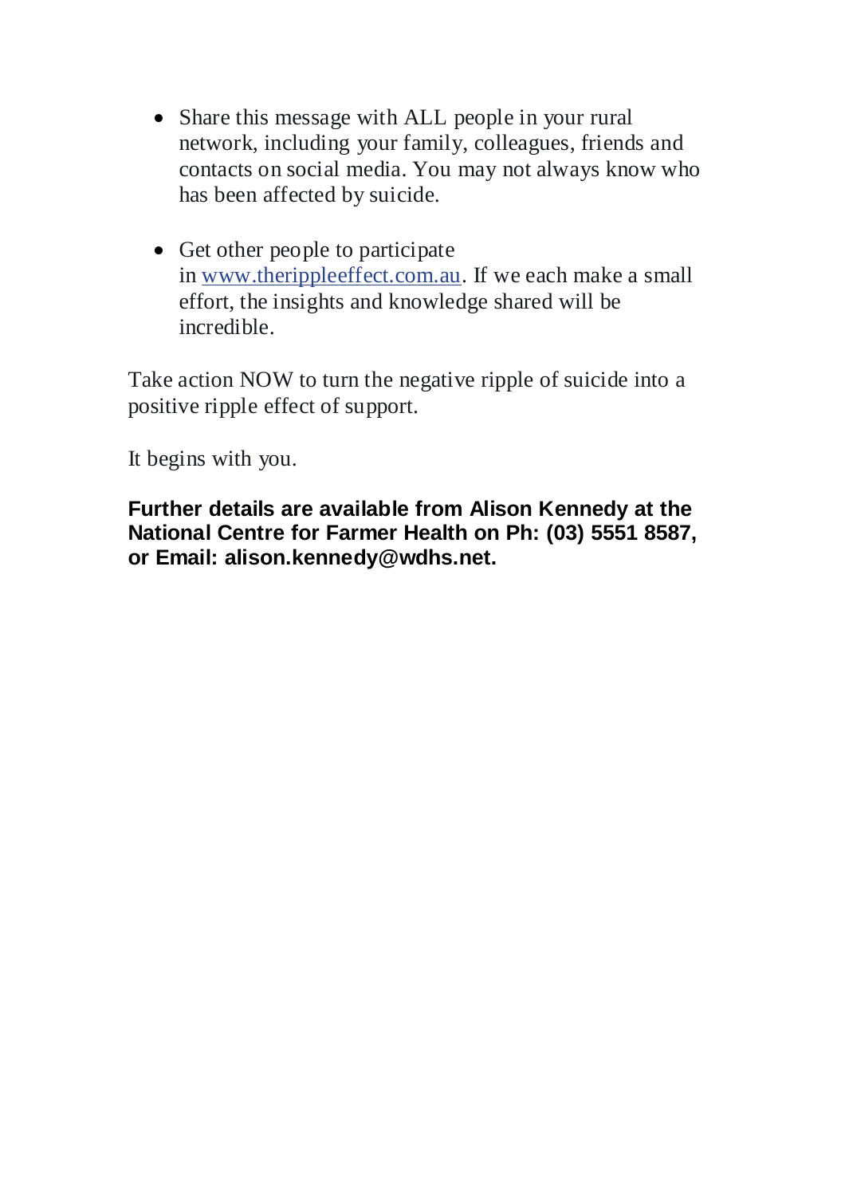- Share this message with ALL people in your rural network, including your family, colleagues, friends and contacts on social media. You may not always know who has been affected by suicide.

- Get other people to participate in www.therippleeffect.com.au. If we each make a small effort, the insights and knowledge shared will be incredible.

Take action NOW to turn the negative ripple of suicide into a positive ripple effect of support.

It begins with you.

**Further details are available from Alison Kennedy at the National Centre for Farmer Health on Ph: (03) 5551 8587, or Email: alison.kennedy@wdhs.net.**